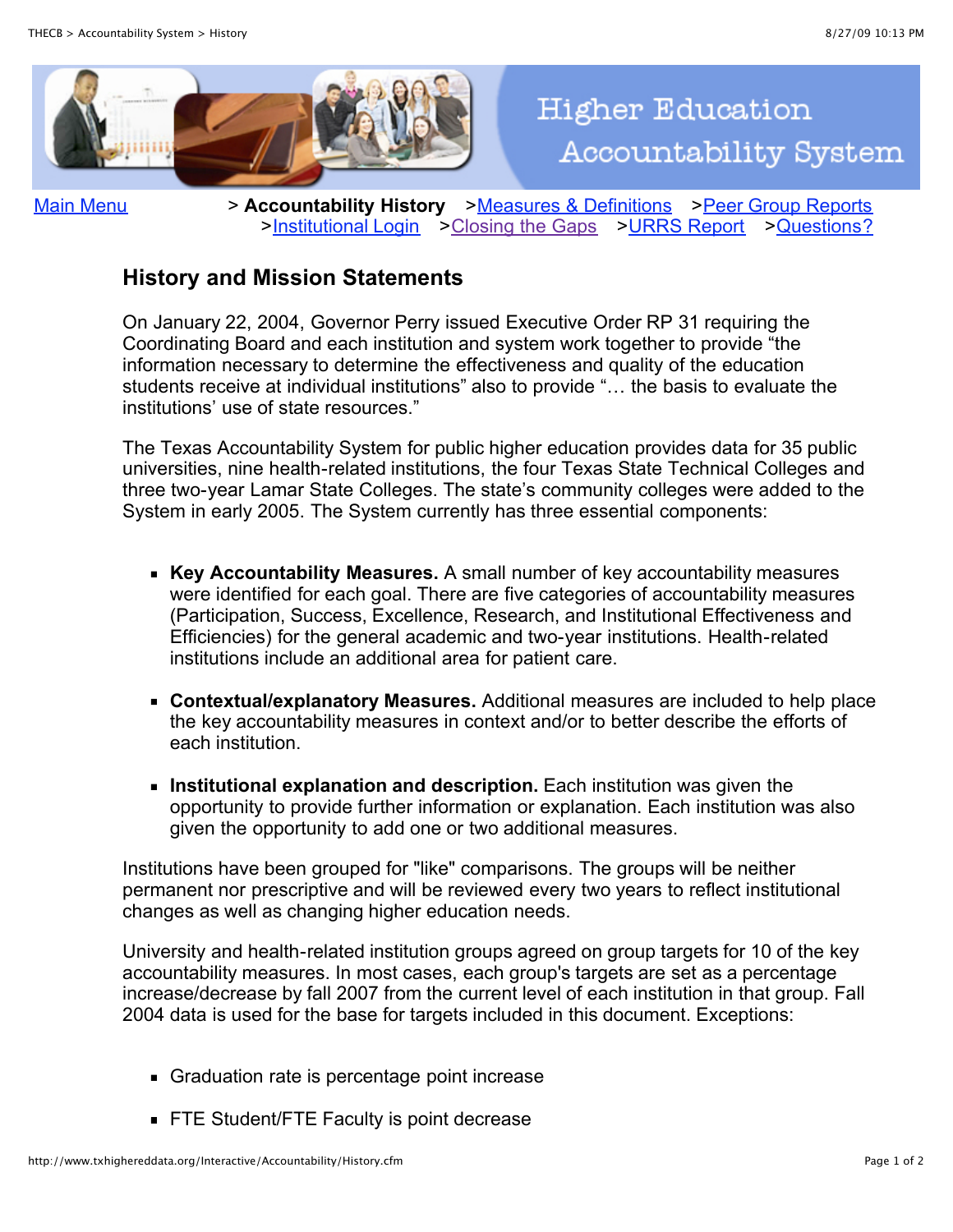Higher Education Accountability System

Main Menu > **Accountability History** >Measures & Definitions >Peer Group Reports >Institutional Login >Closing the Gaps >URRS Report >Questions?

## History and Mission Statements

On January 22, 2004, Governor Perry issued Executive Order RP 31 requiring the Coordinating Board and each institution and system work together to provide "the information necessary to determine the effectiveness and quality of the education students receive at individual institutions" also to provide "… the basis to evaluate the institutions' use of state resources."

The Texas Accountability System for public higher education provides data for 35 public universities, nine health-related institutions, the four Texas State Technical Colleges and three two-year Lamar State Colleges. The state's community colleges were added to the System in early 2005. The System currently has three essential components:

- **Key Accountability Measures.** A small number of key accountability measures were identified for each goal. There are five categories of accountability measures (Participation, Success, Excellence, Research, and Institutional Effectiveness and Efficiencies) for the general academic and two-year institutions. Health-related institutions include an additional area for patient care.
- **Contextual/explanatory Measures.** Additional measures are included to help place the key accountability measures in context and/or to better describe the efforts of each institution.
- **Institutional explanation and description.** Each institution was given the opportunity to provide further information or explanation. Each institution was also given the opportunity to add one or two additional measures.

Institutions have been grouped for "like" comparisons. The groups will be neither permanent nor prescriptive and will be reviewed every two years to reflect institutional changes as well as changing higher education needs.

University and health-related institution groups agreed on group targets for 10 of the key accountability measures. In most cases, each group's targets are set as a percentage increase/decrease by fall 2007 from the current level of each institution in that group. Fall 2004 data is used for the base for targets included in this document. Exceptions:

- Graduation rate is percentage point increase
- FTE Student/FTE Faculty is point decrease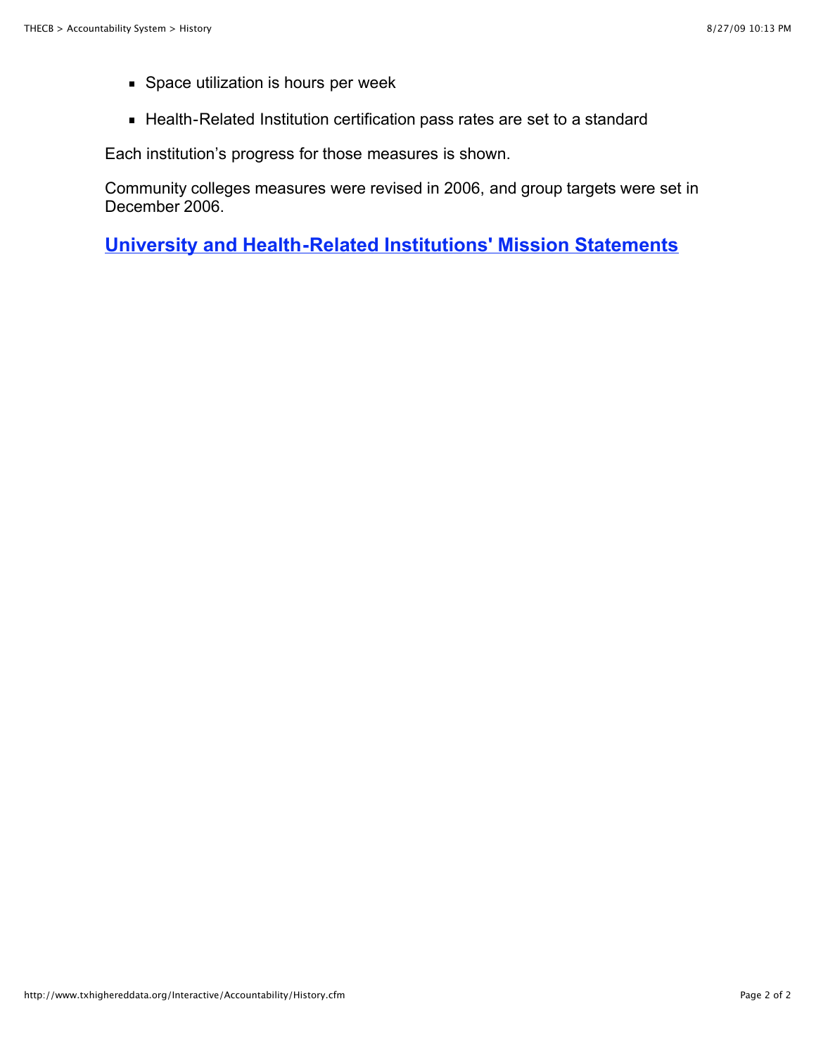- Space utilization is hours per week
- Health-Related Institution certification pass rates are set to a standard

Each institution's progress for those measures is shown.

Community colleges measures were revised in 2006, and group targets were set in December 2006.

## University and Health-Related Institutions' Mission Statements